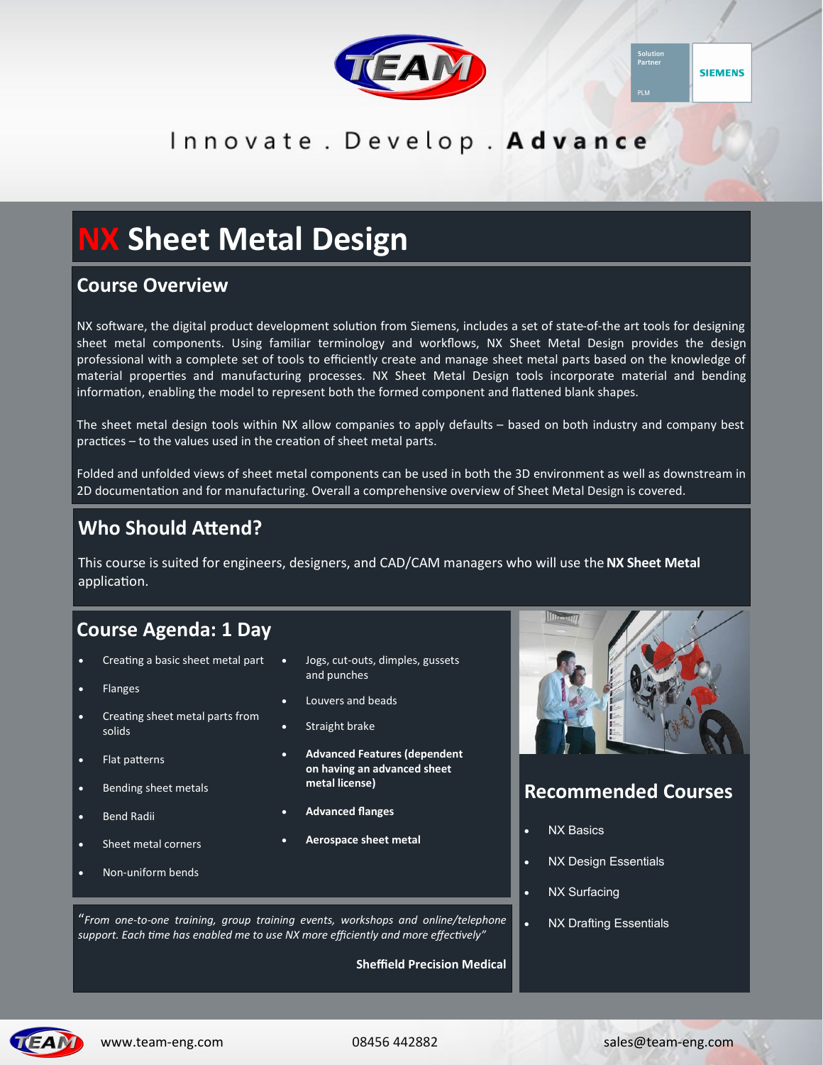Innovate . Develop . **Advance**

# NX Sheet Metal Design

## Course Overview

NX software, the digital product development solution from Siemens, includes a set of state-of-the art tools for designing sheet metal components. Using familiar terminology and workflows, NX Sheet Metal Design provides the design professional with a complete set of tools to efficiently create and manage sheet metal parts based on the knowledge of material properties and manufacturing processes. NX Sheet Metal Design tools incorporate material and bending information, enabling the model to represent both the formed component and flattened blank shapes.

The sheet metal design tools within NX allow companies to apply defaults – based on both industry and company best practices – to the values used in the creation of sheet metal parts.

Folded and unfolded views of sheet metal components can be used in both the 3D environment as well as downstream in 2D documentation and for manufacturing. Overall a comprehensive overview of Sheet Metal Design is covered.

## Who Should Attend?

This course is suited for engineers, designers, and CAD/CAM managers who will use the **NX Sheet Metal** application.

## Course Agenda: 1 Day

- Creating a basic sheet metal part
- Flanges
- Creating sheet metal parts from solids
- Flat patterns
- Bending sheet metals
- Bend Radii
- Sheet metal corners
- Non-uniform bends
- Jogs, cut-outs, dimples, gussets and punches
- Louvers and beads
- Straight brake
- **Advanced Features (dependent on having an advanced sheet metal license)**
- **Advanced flanges**
- **Aerospace sheet metal**

*"From one-to-one training, group training events, workshops and online/telephone support. Each time has enabled me to use NX more efficiently and more effectively"*

**Sheffield Precision Medical**

## Recommended Courses

- NX Basics
- NX Design Essentials
- NX Surfacing
- NX Drafting Essentials

www.team-eng.com 08456 442882 sales@team-eng.com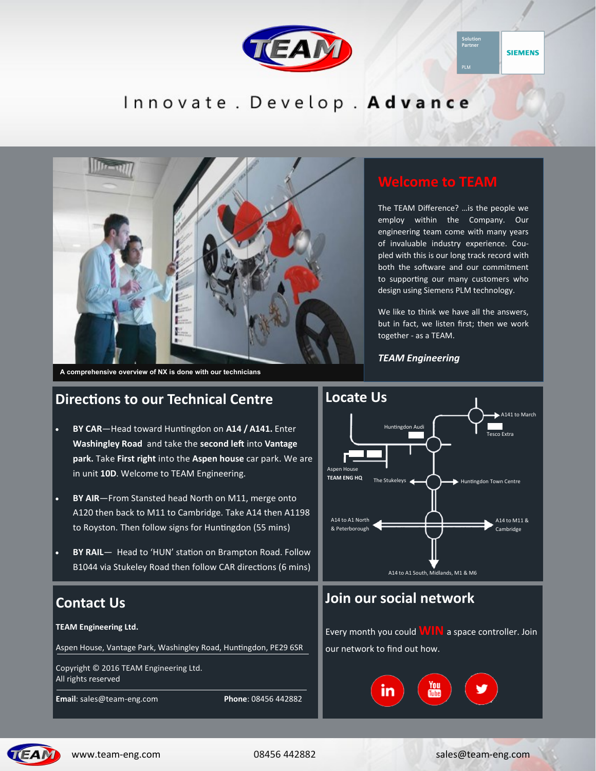Innovate . Develop . **Advance**

A comprehensive overview of NX is done with our technicians

## Welcome to TEAM

The TEAM Difference? …is the people we employ within the Company. Our engineering team come with many years of invaluable industry experience. Coupled with this is our long track record with both the software and our commitment to supporting our many customers who design using Siemens PLM technology.

We like to think we have all the answers, but in fact, we listen first; then we work together - as a TEAM.

***TEAM Engineering***

## Directions to our Technical Centre

- **BY CAR**—Head toward Huntingdon on **A14 / A141.** Enter **Washingley Road** and take the **second left** into **Vantage park.** Take **First right** into the **Aspen house** car park. We are in unit **10D**. Welcome to TEAM Engineering.
- **BY AIR**—From Stansted head North on M11, merge onto A120 then back to M11 to Cambridge. Take A14 then A1198 to Royston. Then follow signs for Huntingdon (55 mins)
- **BY RAIL**— Head to 'HUN' station on Brampton Road. Follow B1044 via Stukeley Road then follow CAR directions (6 mins)

## Locate Us

A141 to March
Huntingdon Audi
Tesco Extra
Aspen House
TEAM ENG HQ
The Stukeleys
Huntingdon Town Centre
A14 to A1 North & Peterborough
A14 to M11 & Cambridge
A14 to A1 South, Midlands, M1 & M6

## Contact Us

**TEAM Engineering Ltd.**

Aspen House, Vantage Park, Washingley Road, Huntingdon, PE29 6SR

Copyright © 2016 TEAM Engineering Ltd.
All rights reserved

**Email**: sales@team-eng.com **Phone**: 08456 442882

## Join our social network

Every month you could **WIN** a space controller. Join our network to find out how.

www.team-eng.com 08456 442882 sales@team-eng.com